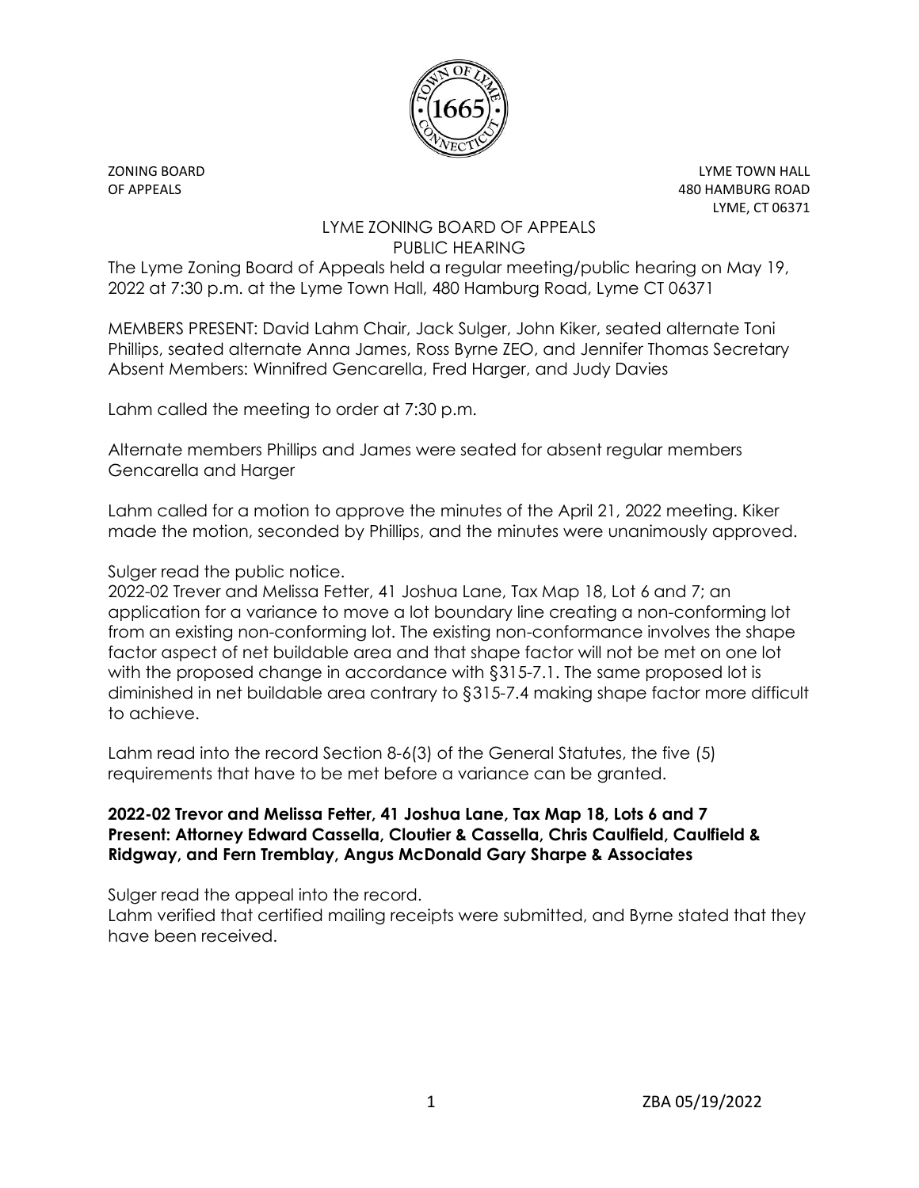ZONING BOARD
OF APPEALS

LYME TOWN HALL
480 HAMBURG ROAD
LYME, CT 06371

# LYME ZONING BOARD OF APPEALS
## PUBLIC HEARING

The Lyme Zoning Board of Appeals held a regular meeting/public hearing on May 19, 2022 at 7:30 p.m. at the Lyme Town Hall, 480 Hamburg Road, Lyme CT 06371

MEMBERS PRESENT: David Lahm Chair, Jack Sulger, John Kiker, seated alternate Toni Phillips, seated alternate Anna James, Ross Byrne ZEO, and Jennifer Thomas Secretary
Absent Members: Winnifred Gencarella, Fred Harger, and Judy Davies

Lahm called the meeting to order at 7:30 p.m.

Alternate members Phillips and James were seated for absent regular members Gencarella and Harger

Lahm called for a motion to approve the minutes of the April 21, 2022 meeting. Kiker made the motion, seconded by Phillips, and the minutes were unanimously approved.

Sulger read the public notice.
2022-02 Trever and Melissa Fetter, 41 Joshua Lane, Tax Map 18, Lot 6 and 7; an application for a variance to move a lot boundary line creating a non-conforming lot from an existing non-conforming lot. The existing non-conformance involves the shape factor aspect of net buildable area and that shape factor will not be met on one lot with the proposed change in accordance with §315-7.1. The same proposed lot is diminished in net buildable area contrary to §315-7.4 making shape factor more difficult to achieve.

Lahm read into the record Section 8-6(3) of the General Statutes, the five (5) requirements that have to be met before a variance can be granted.

**2022-02 Trevor and Melissa Fetter, 41 Joshua Lane, Tax Map 18, Lots 6 and 7**
**Present: Attorney Edward Cassella, Cloutier & Cassella, Chris Caulfield, Caulfield & Ridgway, and Fern Tremblay, Angus McDonald Gary Sharpe & Associates**

Sulger read the appeal into the record.
Lahm verified that certified mailing receipts were submitted, and Byrne stated that they have been received.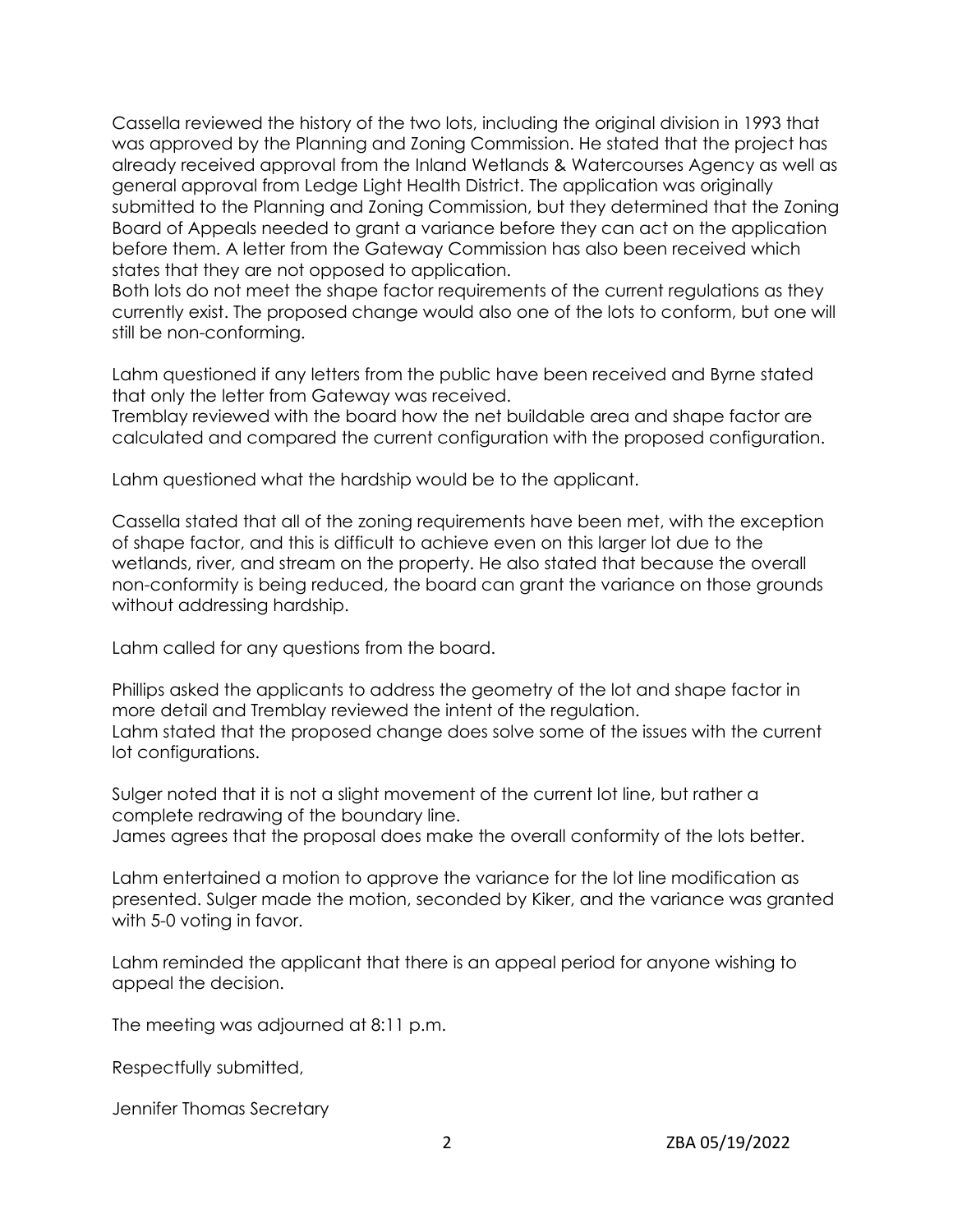Cassella reviewed the history of the two lots, including the original division in 1993 that was approved by the Planning and Zoning Commission. He stated that the project has already received approval from the Inland Wetlands & Watercourses Agency as well as general approval from Ledge Light Health District. The application was originally submitted to the Planning and Zoning Commission, but they determined that the Zoning Board of Appeals needed to grant a variance before they can act on the application before them. A letter from the Gateway Commission has also been received which states that they are not opposed to application.
Both lots do not meet the shape factor requirements of the current regulations as they currently exist. The proposed change would also one of the lots to conform, but one will still be non-conforming.

Lahm questioned if any letters from the public have been received and Byrne stated that only the letter from Gateway was received.
Tremblay reviewed with the board how the net buildable area and shape factor are calculated and compared the current configuration with the proposed configuration.

Lahm questioned what the hardship would be to the applicant.

Cassella stated that all of the zoning requirements have been met, with the exception of shape factor, and this is difficult to achieve even on this larger lot due to the wetlands, river, and stream on the property. He also stated that because the overall non-conformity is being reduced, the board can grant the variance on those grounds without addressing hardship.

Lahm called for any questions from the board.

Phillips asked the applicants to address the geometry of the lot and shape factor in more detail and Tremblay reviewed the intent of the regulation.
Lahm stated that the proposed change does solve some of the issues with the current lot configurations.

Sulger noted that it is not a slight movement of the current lot line, but rather a complete redrawing of the boundary line.
James agrees that the proposal does make the overall conformity of the lots better.

Lahm entertained a motion to approve the variance for the lot line modification as presented. Sulger made the motion, seconded by Kiker, and the variance was granted with 5-0 voting in favor.

Lahm reminded the applicant that there is an appeal period for anyone wishing to appeal the decision.

The meeting was adjourned at 8:11 p.m.

Respectfully submitted,

Jennifer Thomas Secretary